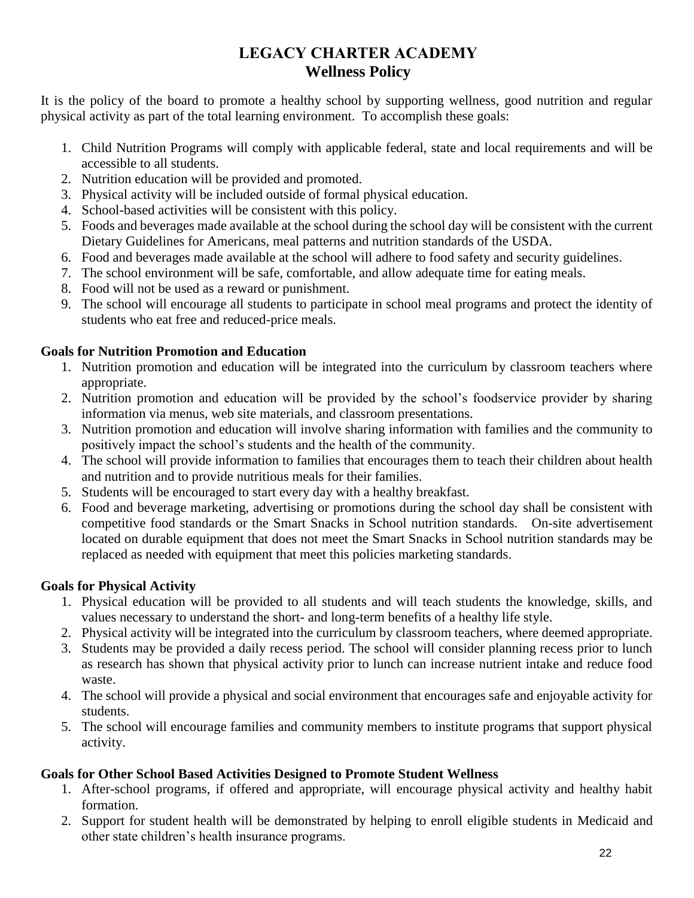# LEGACY CHARTER ACADEMY
## Wellness Policy

It is the policy of the board to promote a healthy school by supporting wellness, good nutrition and regular physical activity as part of the total learning environment. To accomplish these goals:

1. Child Nutrition Programs will comply with applicable federal, state and local requirements and will be accessible to all students.
2. Nutrition education will be provided and promoted.
3. Physical activity will be included outside of formal physical education.
4. School-based activities will be consistent with this policy.
5. Foods and beverages made available at the school during the school day will be consistent with the current Dietary Guidelines for Americans, meal patterns and nutrition standards of the USDA.
6. Food and beverages made available at the school will adhere to food safety and security guidelines.
7. The school environment will be safe, comfortable, and allow adequate time for eating meals.
8. Food will not be used as a reward or punishment.
9. The school will encourage all students to participate in school meal programs and protect the identity of students who eat free and reduced-price meals.

**Goals for Nutrition Promotion and Education**

1. Nutrition promotion and education will be integrated into the curriculum by classroom teachers where appropriate.
2. Nutrition promotion and education will be provided by the school's foodservice provider by sharing information via menus, web site materials, and classroom presentations.
3. Nutrition promotion and education will involve sharing information with families and the community to positively impact the school's students and the health of the community.
4. The school will provide information to families that encourages them to teach their children about health and nutrition and to provide nutritious meals for their families.
5. Students will be encouraged to start every day with a healthy breakfast.
6. Food and beverage marketing, advertising or promotions during the school day shall be consistent with competitive food standards or the Smart Snacks in School nutrition standards. On-site advertisement located on durable equipment that does not meet the Smart Snacks in School nutrition standards may be replaced as needed with equipment that meet this policies marketing standards.

**Goals for Physical Activity**

1. Physical education will be provided to all students and will teach students the knowledge, skills, and values necessary to understand the short- and long-term benefits of a healthy life style.
2. Physical activity will be integrated into the curriculum by classroom teachers, where deemed appropriate.
3. Students may be provided a daily recess period. The school will consider planning recess prior to lunch as research has shown that physical activity prior to lunch can increase nutrient intake and reduce food waste.
4. The school will provide a physical and social environment that encourages safe and enjoyable activity for students.
5. The school will encourage families and community members to institute programs that support physical activity.

**Goals for Other School Based Activities Designed to Promote Student Wellness**

1. After-school programs, if offered and appropriate, will encourage physical activity and healthy habit formation.
2. Support for student health will be demonstrated by helping to enroll eligible students in Medicaid and other state children's health insurance programs.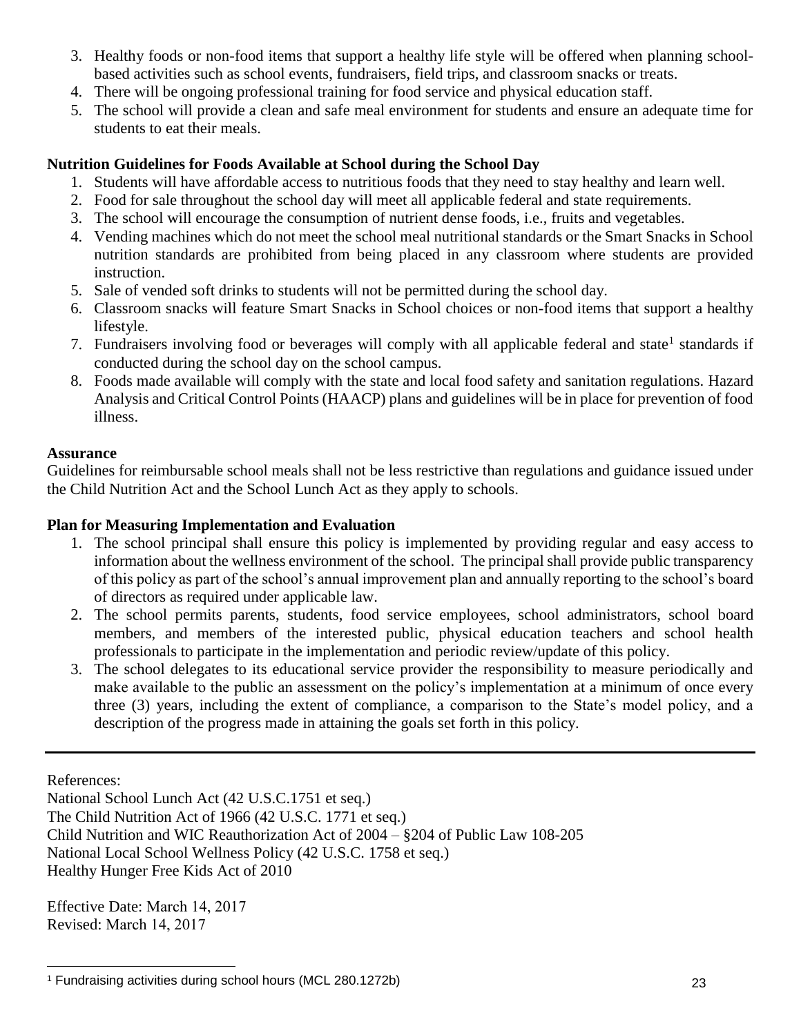3. Healthy foods or non-food items that support a healthy life style will be offered when planning school-based activities such as school events, fundraisers, field trips, and classroom snacks or treats.
4. There will be ongoing professional training for food service and physical education staff.
5. The school will provide a clean and safe meal environment for students and ensure an adequate time for students to eat their meals.

**Nutrition Guidelines for Foods Available at School during the School Day**

1. Students will have affordable access to nutritious foods that they need to stay healthy and learn well.
2. Food for sale throughout the school day will meet all applicable federal and state requirements.
3. The school will encourage the consumption of nutrient dense foods, i.e., fruits and vegetables.
4. Vending machines which do not meet the school meal nutritional standards or the Smart Snacks in School nutrition standards are prohibited from being placed in any classroom where students are provided instruction.
5. Sale of vended soft drinks to students will not be permitted during the school day.
6. Classroom snacks will feature Smart Snacks in School choices or non-food items that support a healthy lifestyle.
7. Fundraisers involving food or beverages will comply with all applicable federal and state[1] standards if conducted during the school day on the school campus.
8. Foods made available will comply with the state and local food safety and sanitation regulations. Hazard Analysis and Critical Control Points (HAACP) plans and guidelines will be in place for prevention of food illness.

**Assurance**

Guidelines for reimbursable school meals shall not be less restrictive than regulations and guidance issued under the Child Nutrition Act and the School Lunch Act as they apply to schools.

**Plan for Measuring Implementation and Evaluation**

1. The school principal shall ensure this policy is implemented by providing regular and easy access to information about the wellness environment of the school. The principal shall provide public transparency of this policy as part of the school's annual improvement plan and annually reporting to the school's board of directors as required under applicable law.
2. The school permits parents, students, food service employees, school administrators, school board members, and members of the interested public, physical education teachers and school health professionals to participate in the implementation and periodic review/update of this policy.
3. The school delegates to its educational service provider the responsibility to measure periodically and make available to the public an assessment on the policy's implementation at a minimum of once every three (3) years, including the extent of compliance, a comparison to the State's model policy, and a description of the progress made in attaining the goals set forth in this policy.

---

References:
National School Lunch Act (42 U.S.C.1751 et seq.)
The Child Nutrition Act of 1966 (42 U.S.C. 1771 et seq.)
Child Nutrition and WIC Reauthorization Act of 2004 – §204 of Public Law 108-205
National Local School Wellness Policy (42 U.S.C. 1758 et seq.)
Healthy Hunger Free Kids Act of 2010

Effective Date: March 14, 2017
Revised: March 14, 2017

[1] Fundraising activities during school hours (MCL 280.1272b)